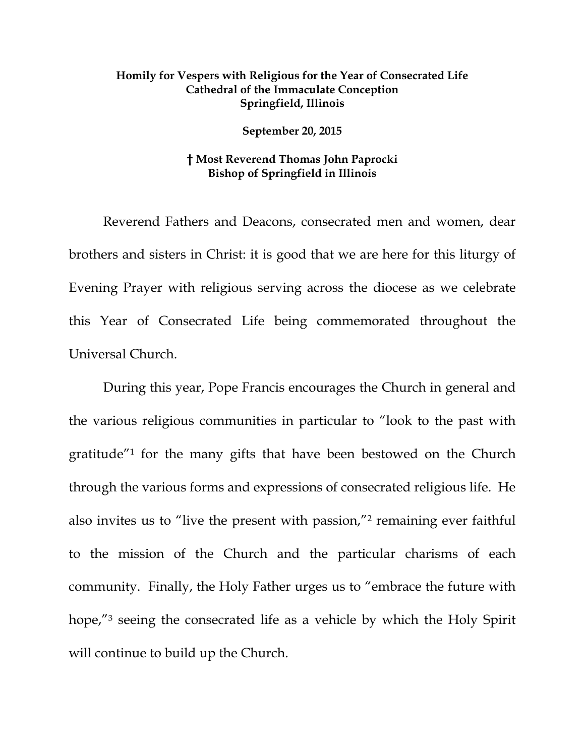**Homily for Vespers with Religious for the Year of Consecrated Life**
**Cathedral of the Immaculate Conception**
**Springfield, Illinois**

**September 20, 2015**

**† Most Reverend Thomas John Paprocki**
**Bishop of Springfield in Illinois**

Reverend Fathers and Deacons, consecrated men and women, dear brothers and sisters in Christ: it is good that we are here for this liturgy of Evening Prayer with religious serving across the diocese as we celebrate this Year of Consecrated Life being commemorated throughout the Universal Church.

During this year, Pope Francis encourages the Church in general and the various religious communities in particular to "look to the past with gratitude"[1] for the many gifts that have been bestowed on the Church through the various forms and expressions of consecrated religious life. He also invites us to "live the present with passion,"[2] remaining ever faithful to the mission of the Church and the particular charisms of each community. Finally, the Holy Father urges us to "embrace the future with hope,"[3] seeing the consecrated life as a vehicle by which the Holy Spirit will continue to build up the Church.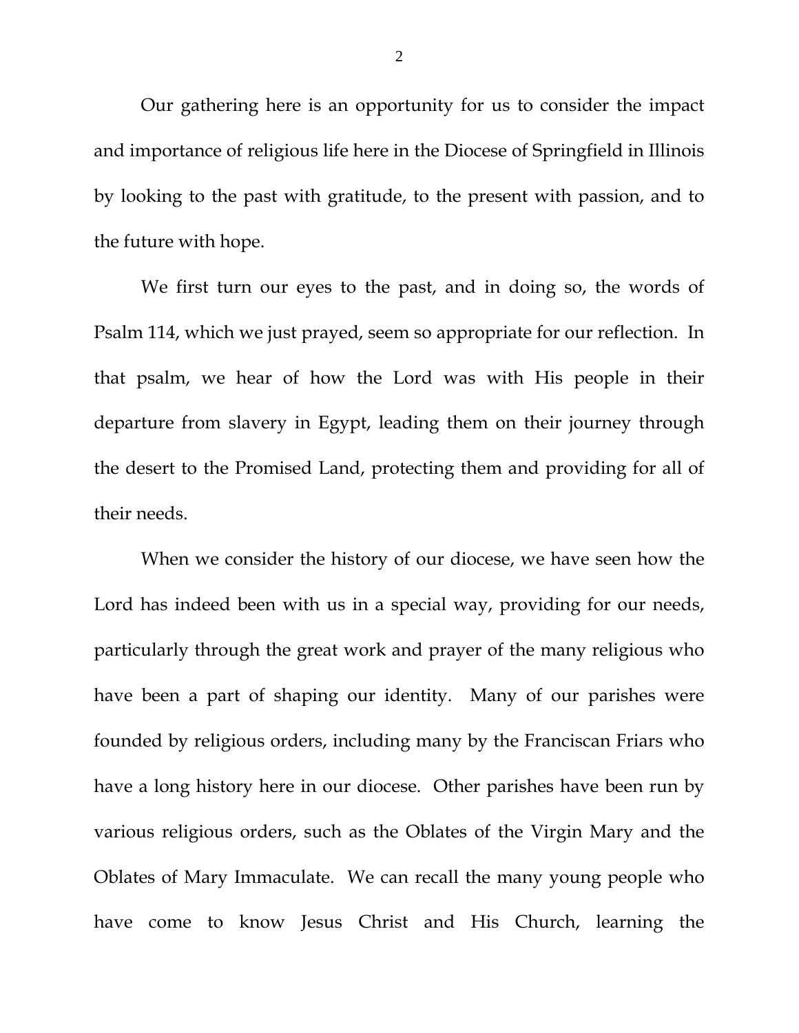Our gathering here is an opportunity for us to consider the impact and importance of religious life here in the Diocese of Springfield in Illinois by looking to the past with gratitude, to the present with passion, and to the future with hope.

We first turn our eyes to the past, and in doing so, the words of Psalm 114, which we just prayed, seem so appropriate for our reflection. In that psalm, we hear of how the Lord was with His people in their departure from slavery in Egypt, leading them on their journey through the desert to the Promised Land, protecting them and providing for all of their needs.

When we consider the history of our diocese, we have seen how the Lord has indeed been with us in a special way, providing for our needs, particularly through the great work and prayer of the many religious who have been a part of shaping our identity. Many of our parishes were founded by religious orders, including many by the Franciscan Friars who have a long history here in our diocese. Other parishes have been run by various religious orders, such as the Oblates of the Virgin Mary and the Oblates of Mary Immaculate. We can recall the many young people who have come to know Jesus Christ and His Church, learning the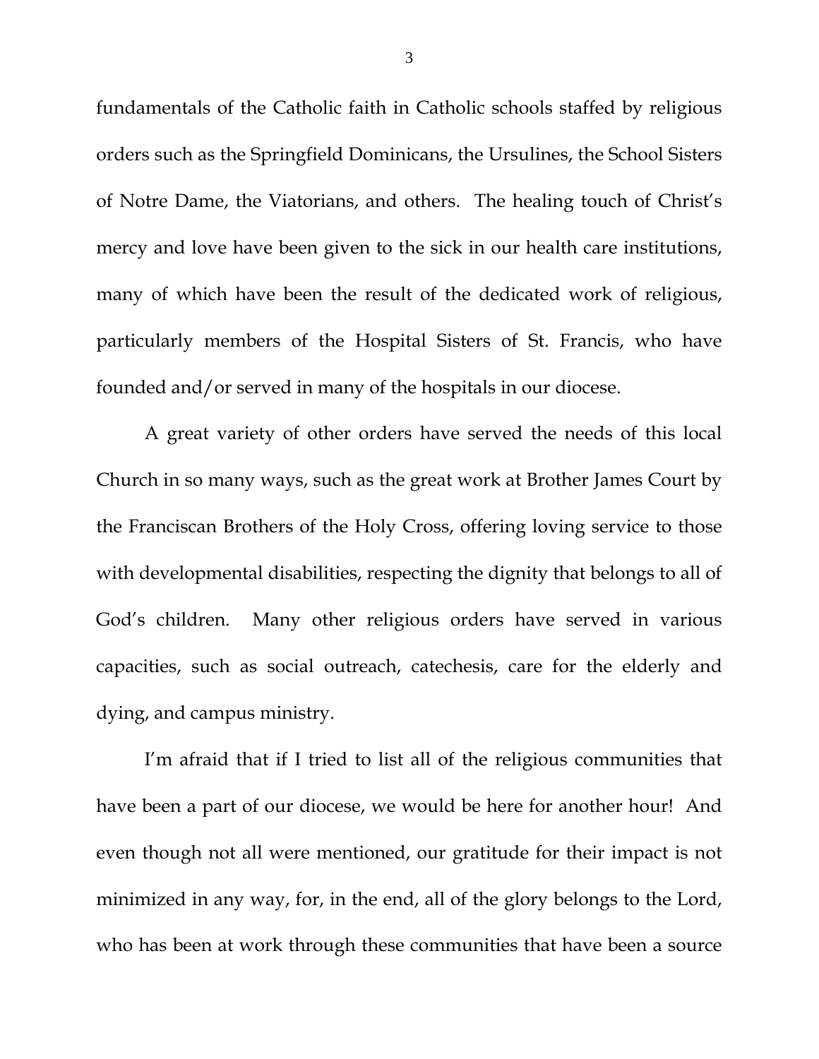fundamentals of the Catholic faith in Catholic schools staffed by religious orders such as the Springfield Dominicans, the Ursulines, the School Sisters of Notre Dame, the Viatorians, and others. The healing touch of Christ's mercy and love have been given to the sick in our health care institutions, many of which have been the result of the dedicated work of religious, particularly members of the Hospital Sisters of St. Francis, who have founded and/or served in many of the hospitals in our diocese.

A great variety of other orders have served the needs of this local Church in so many ways, such as the great work at Brother James Court by the Franciscan Brothers of the Holy Cross, offering loving service to those with developmental disabilities, respecting the dignity that belongs to all of God's children. Many other religious orders have served in various capacities, such as social outreach, catechesis, care for the elderly and dying, and campus ministry.

I'm afraid that if I tried to list all of the religious communities that have been a part of our diocese, we would be here for another hour! And even though not all were mentioned, our gratitude for their impact is not minimized in any way, for, in the end, all of the glory belongs to the Lord, who has been at work through these communities that have been a source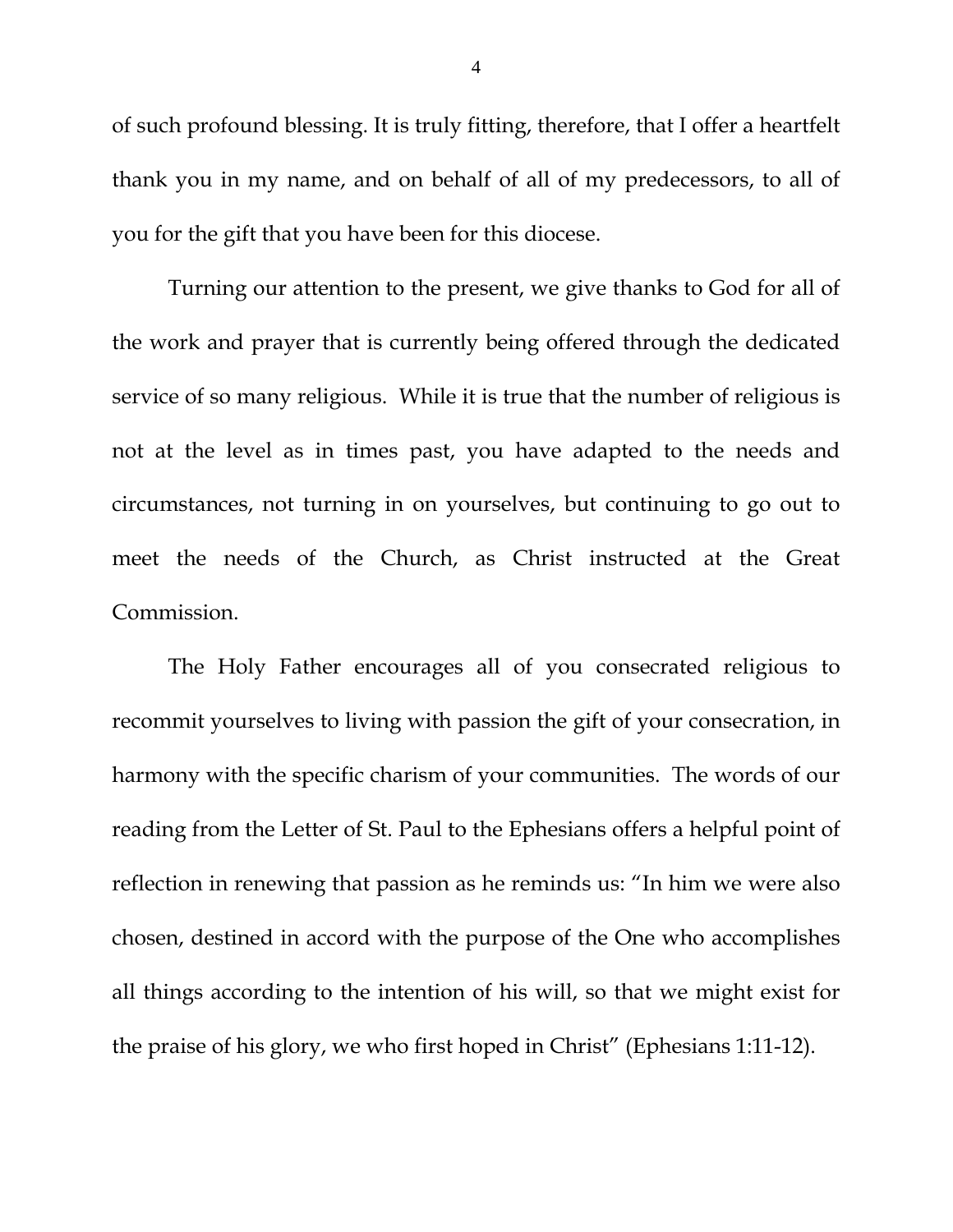of such profound blessing. It is truly fitting, therefore, that I offer a heartfelt thank you in my name, and on behalf of all of my predecessors, to all of you for the gift that you have been for this diocese.

Turning our attention to the present, we give thanks to God for all of the work and prayer that is currently being offered through the dedicated service of so many religious. While it is true that the number of religious is not at the level as in times past, you have adapted to the needs and circumstances, not turning in on yourselves, but continuing to go out to meet the needs of the Church, as Christ instructed at the Great Commission.

The Holy Father encourages all of you consecrated religious to recommit yourselves to living with passion the gift of your consecration, in harmony with the specific charism of your communities. The words of our reading from the Letter of St. Paul to the Ephesians offers a helpful point of reflection in renewing that passion as he reminds us: "In him we were also chosen, destined in accord with the purpose of the One who accomplishes all things according to the intention of his will, so that we might exist for the praise of his glory, we who first hoped in Christ" (Ephesians 1:11-12).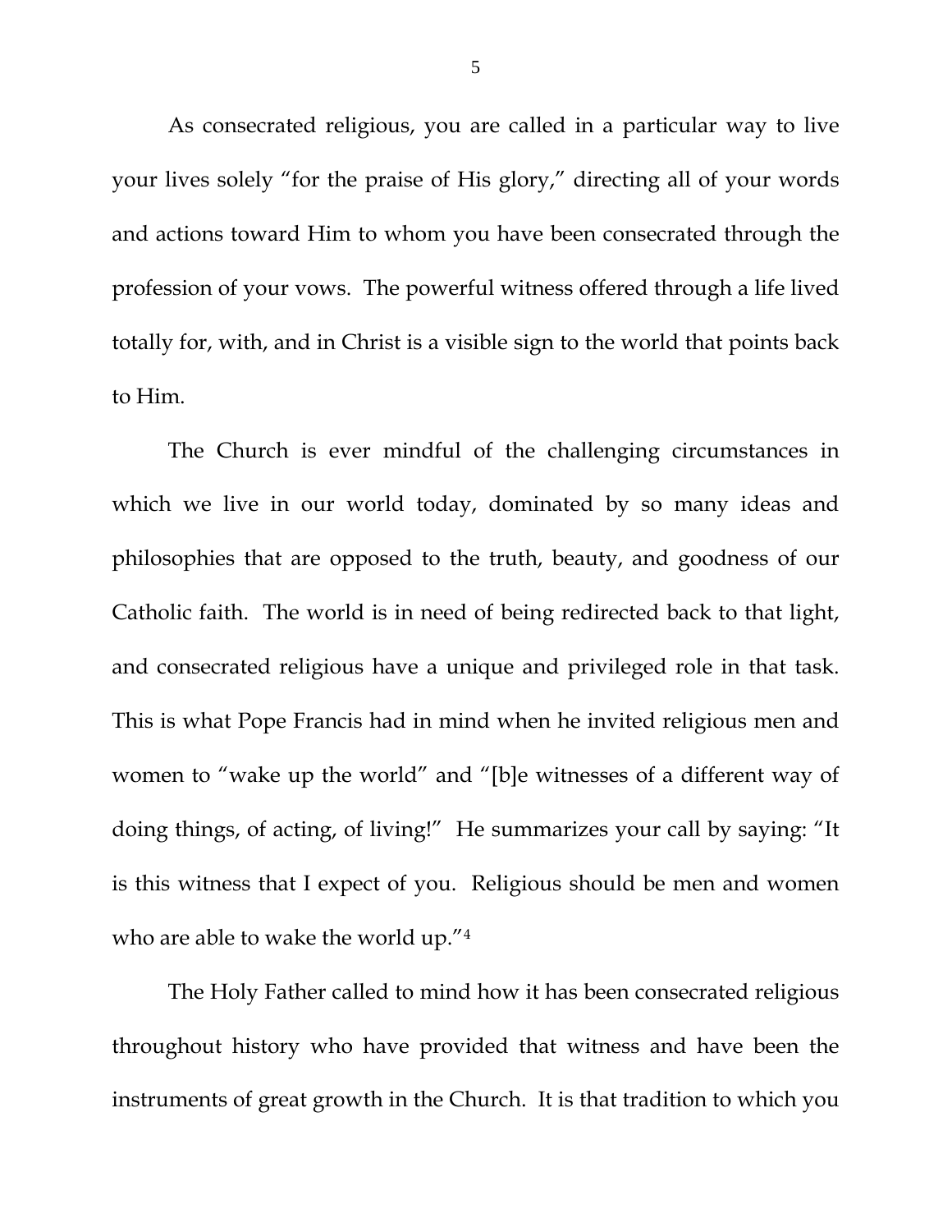As consecrated religious, you are called in a particular way to live your lives solely "for the praise of His glory," directing all of your words and actions toward Him to whom you have been consecrated through the profession of your vows. The powerful witness offered through a life lived totally for, with, and in Christ is a visible sign to the world that points back to Him.

The Church is ever mindful of the challenging circumstances in which we live in our world today, dominated by so many ideas and philosophies that are opposed to the truth, beauty, and goodness of our Catholic faith. The world is in need of being redirected back to that light, and consecrated religious have a unique and privileged role in that task. This is what Pope Francis had in mind when he invited religious men and women to "wake up the world" and "[b]e witnesses of a different way of doing things, of acting, of living!" He summarizes your call by saying: "It is this witness that I expect of you. Religious should be men and women who are able to wake the world up."[4]

The Holy Father called to mind how it has been consecrated religious throughout history who have provided that witness and have been the instruments of great growth in the Church. It is that tradition to which you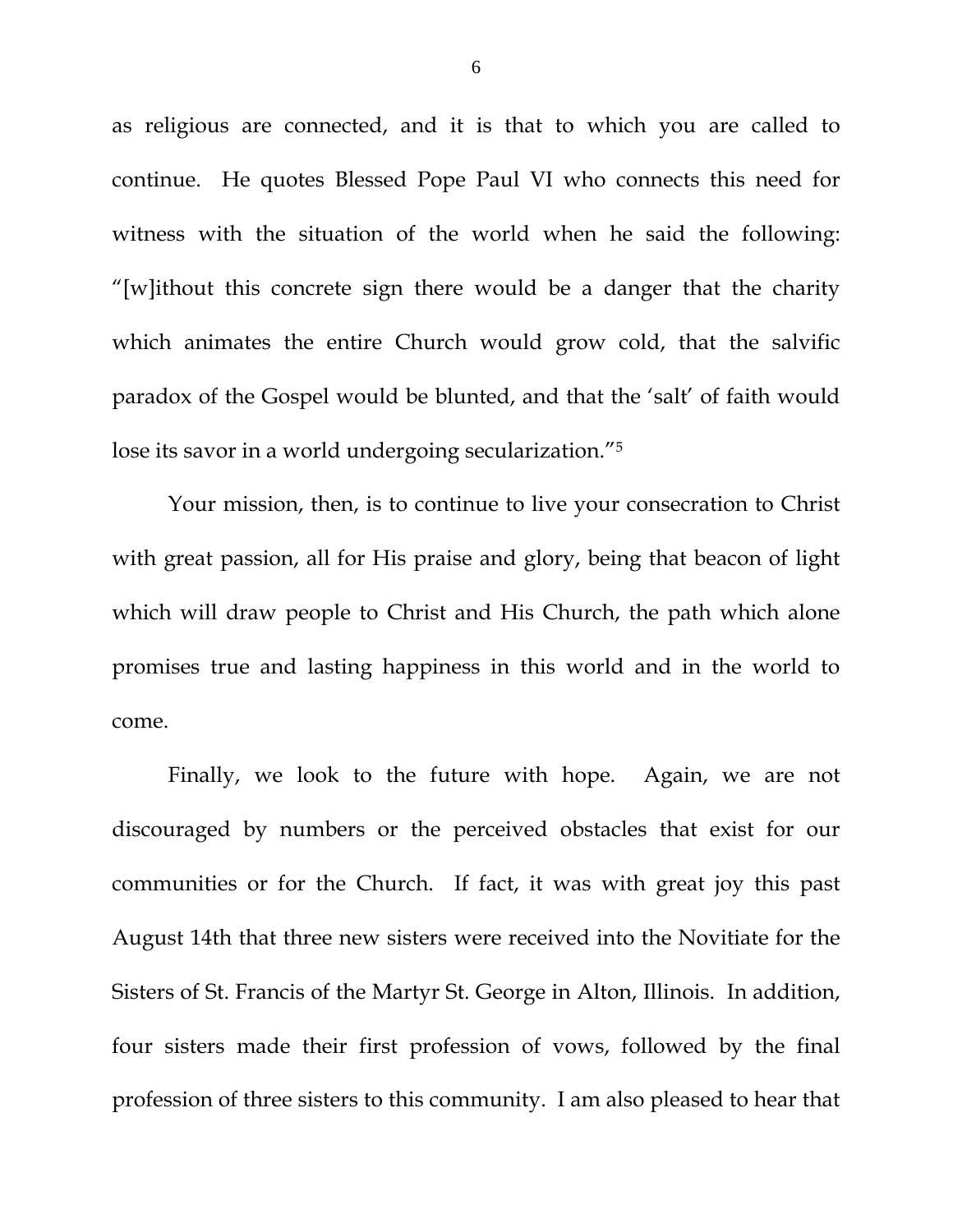as religious are connected, and it is that to which you are called to continue. He quotes Blessed Pope Paul VI who connects this need for witness with the situation of the world when he said the following: "[w]ithout this concrete sign there would be a danger that the charity which animates the entire Church would grow cold, that the salvific paradox of the Gospel would be blunted, and that the 'salt' of faith would lose its savor in a world undergoing secularization."[5]

Your mission, then, is to continue to live your consecration to Christ with great passion, all for His praise and glory, being that beacon of light which will draw people to Christ and His Church, the path which alone promises true and lasting happiness in this world and in the world to come.

Finally, we look to the future with hope. Again, we are not discouraged by numbers or the perceived obstacles that exist for our communities or for the Church. If fact, it was with great joy this past August 14th that three new sisters were received into the Novitiate for the Sisters of St. Francis of the Martyr St. George in Alton, Illinois. In addition, four sisters made their first profession of vows, followed by the final profession of three sisters to this community. I am also pleased to hear that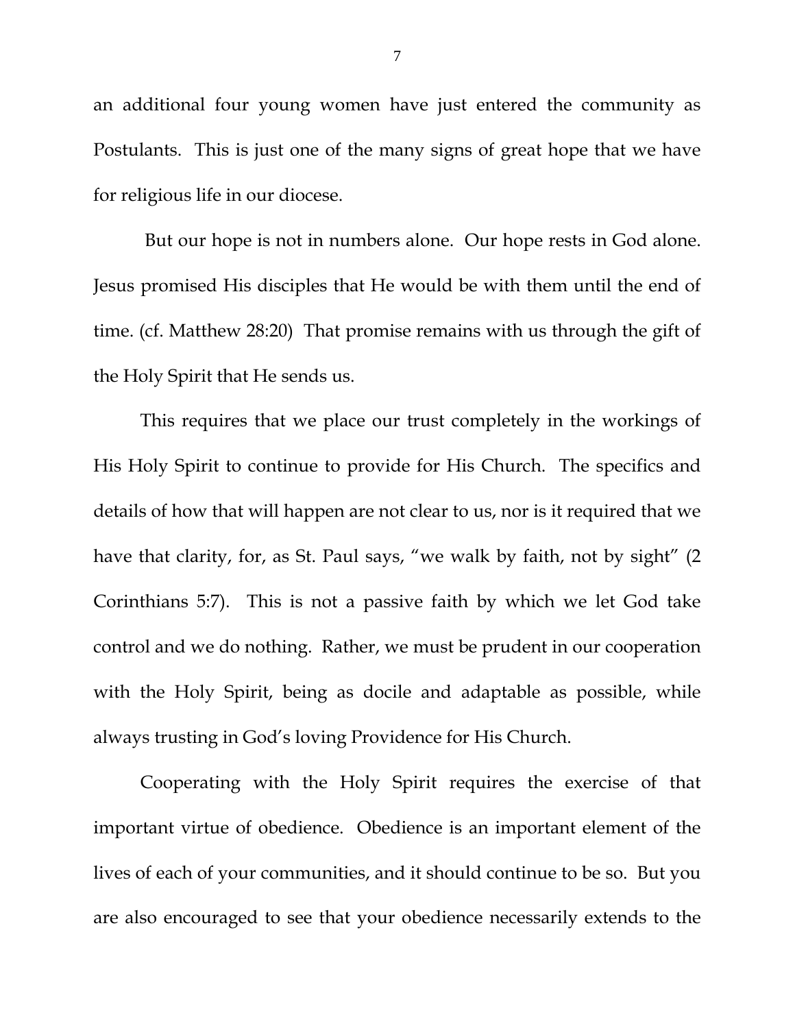an additional four young women have just entered the community as Postulants. This is just one of the many signs of great hope that we have for religious life in our diocese.

But our hope is not in numbers alone. Our hope rests in God alone. Jesus promised His disciples that He would be with them until the end of time. (cf. Matthew 28:20) That promise remains with us through the gift of the Holy Spirit that He sends us.

This requires that we place our trust completely in the workings of His Holy Spirit to continue to provide for His Church. The specifics and details of how that will happen are not clear to us, nor is it required that we have that clarity, for, as St. Paul says, "we walk by faith, not by sight" (2 Corinthians 5:7). This is not a passive faith by which we let God take control and we do nothing. Rather, we must be prudent in our cooperation with the Holy Spirit, being as docile and adaptable as possible, while always trusting in God's loving Providence for His Church.

Cooperating with the Holy Spirit requires the exercise of that important virtue of obedience. Obedience is an important element of the lives of each of your communities, and it should continue to be so. But you are also encouraged to see that your obedience necessarily extends to the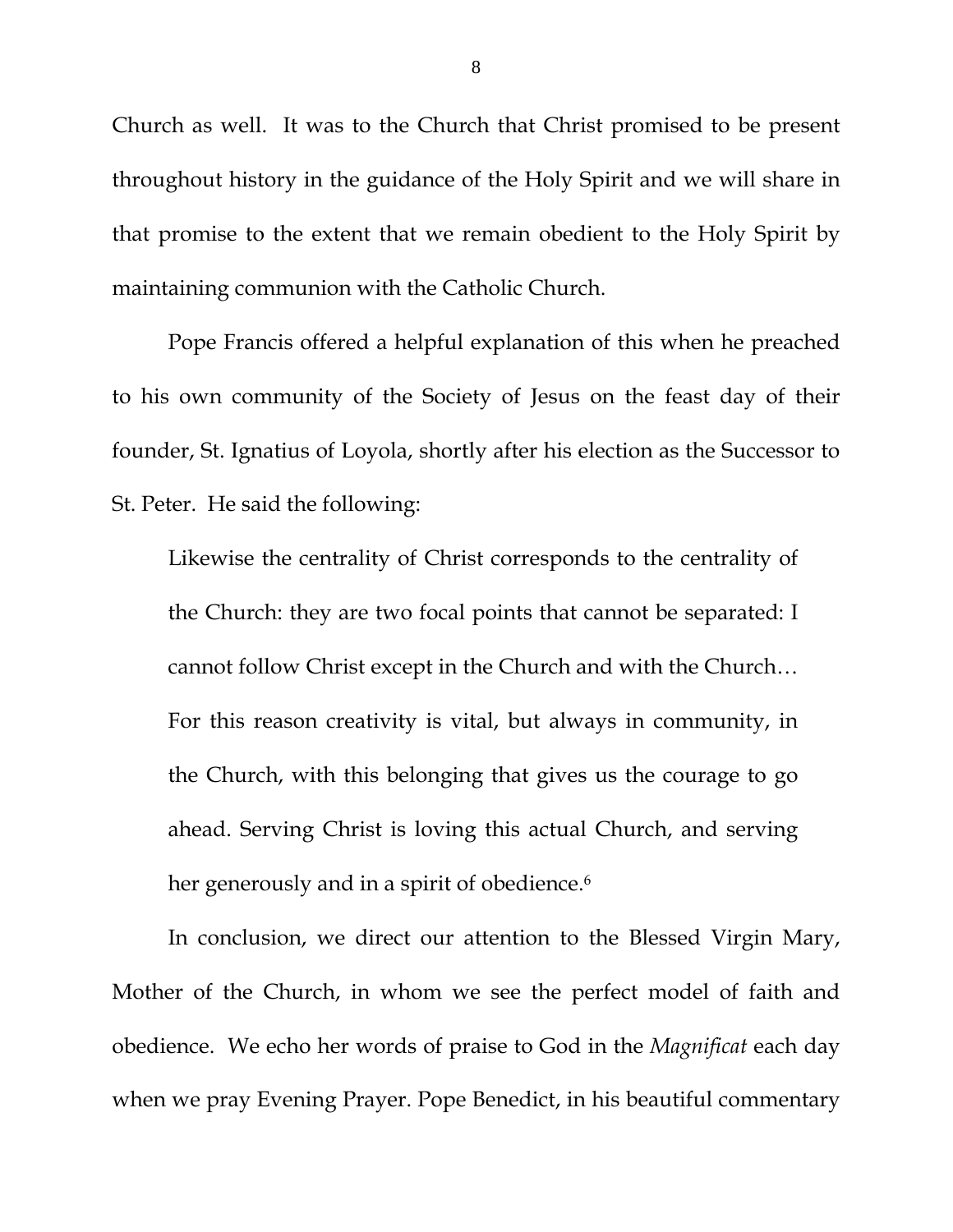Church as well. It was to the Church that Christ promised to be present throughout history in the guidance of the Holy Spirit and we will share in that promise to the extent that we remain obedient to the Holy Spirit by maintaining communion with the Catholic Church.

Pope Francis offered a helpful explanation of this when he preached to his own community of the Society of Jesus on the feast day of their founder, St. Ignatius of Loyola, shortly after his election as the Successor to St. Peter. He said the following:

> Likewise the centrality of Christ corresponds to the centrality of the Church: they are two focal points that cannot be separated: I cannot follow Christ except in the Church and with the Church… For this reason creativity is vital, but always in community, in the Church, with this belonging that gives us the courage to go ahead. Serving Christ is loving this actual Church, and serving her generously and in a spirit of obedience.[6]

In conclusion, we direct our attention to the Blessed Virgin Mary, Mother of the Church, in whom we see the perfect model of faith and obedience. We echo her words of praise to God in the *Magnificat* each day when we pray Evening Prayer. Pope Benedict, in his beautiful commentary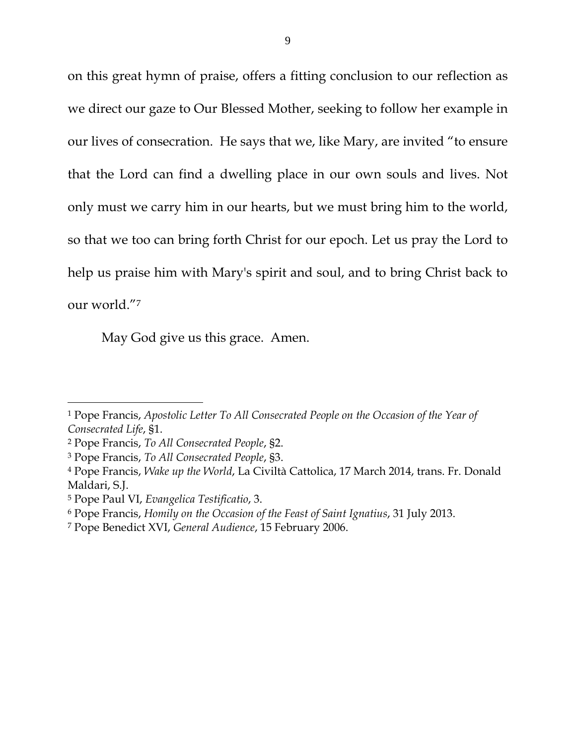on this great hymn of praise, offers a fitting conclusion to our reflection as we direct our gaze to Our Blessed Mother, seeking to follow her example in our lives of consecration. He says that we, like Mary, are invited "to ensure that the Lord can find a dwelling place in our own souls and lives. Not only must we carry him in our hearts, but we must bring him to the world, so that we too can bring forth Christ for our epoch. Let us pray the Lord to help us praise him with Mary's spirit and soul, and to bring Christ back to our world."[7]

May God give us this grace. Amen.

---

[1] Pope Francis, *Apostolic Letter To All Consecrated People on the Occasion of the Year of Consecrated Life*, §1.

[2] Pope Francis, *To All Consecrated People*, §2.

[3] Pope Francis, *To All Consecrated People*, §3.

[4] Pope Francis, *Wake up the World*, La Civiltà Cattolica, 17 March 2014, trans. Fr. Donald Maldari, S.J.

[5] Pope Paul VI, *Evangelica Testificatio*, 3.

[6] Pope Francis, *Homily on the Occasion of the Feast of Saint Ignatius*, 31 July 2013.

[7] Pope Benedict XVI, *General Audience*, 15 February 2006.